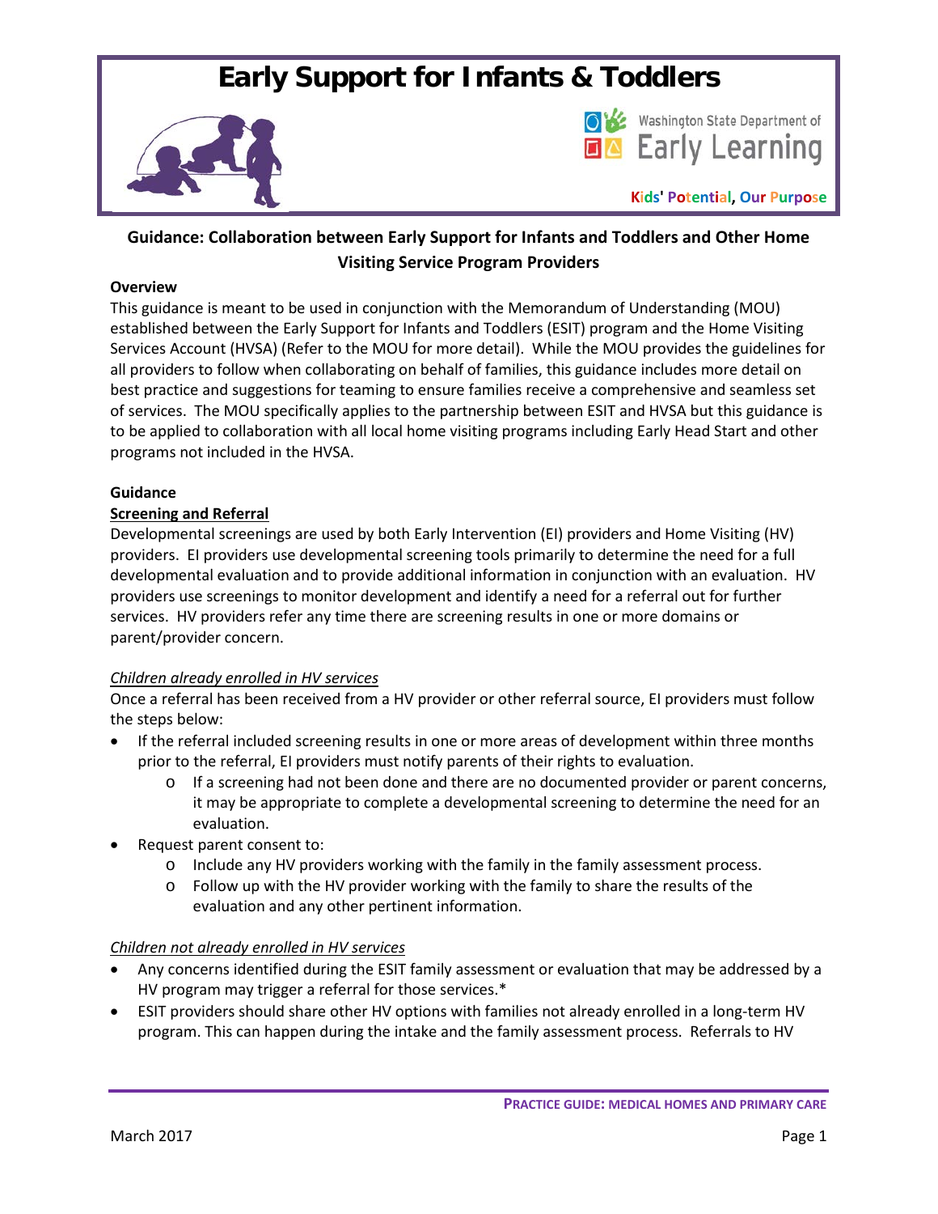# Early Support for Infants & Toddlers

Washington State Department of Early Learning

Kids' Potential, Our Purpose

## Guidance: Collaboration between Early Support for Infants and Toddlers and Other Home Visiting Service Program Providers

**Overview**

This guidance is meant to be used in conjunction with the Memorandum of Understanding (MOU) established between the Early Support for Infants and Toddlers (ESIT) program and the Home Visiting Services Account (HVSA) (Refer to the MOU for more detail). While the MOU provides the guidelines for all providers to follow when collaborating on behalf of families, this guidance includes more detail on best practice and suggestions for teaming to ensure families receive a comprehensive and seamless set of services. The MOU specifically applies to the partnership between ESIT and HVSA but this guidance is to be applied to collaboration with all local home visiting programs including Early Head Start and other programs not included in the HVSA.

**Guidance**

**<u>Screening and Referral</u>**

Developmental screenings are used by both Early Intervention (EI) providers and Home Visiting (HV) providers. EI providers use developmental screening tools primarily to determine the need for a full developmental evaluation and to provide additional information in conjunction with an evaluation. HV providers use screenings to monitor development and identify a need for a referral out for further services. HV providers refer any time there are screening results in one or more domains or parent/provider concern.

*<u>Children already enrolled in HV services</u>*

Once a referral has been received from a HV provider or other referral source, EI providers must follow the steps below:

- If the referral included screening results in one or more areas of development within three months prior to the referral, EI providers must notify parents of their rights to evaluation.
  - If a screening had not been done and there are no documented provider or parent concerns, it may be appropriate to complete a developmental screening to determine the need for an evaluation.
- Request parent consent to:
  - Include any HV providers working with the family in the family assessment process.
  - Follow up with the HV provider working with the family to share the results of the evaluation and any other pertinent information.

*<u>Children not already enrolled in HV services</u>*

- Any concerns identified during the ESIT family assessment or evaluation that may be addressed by a HV program may trigger a referral for those services.*
- ESIT providers should share other HV options with families not already enrolled in a long-term HV program. This can happen during the intake and the family assessment process. Referrals to HV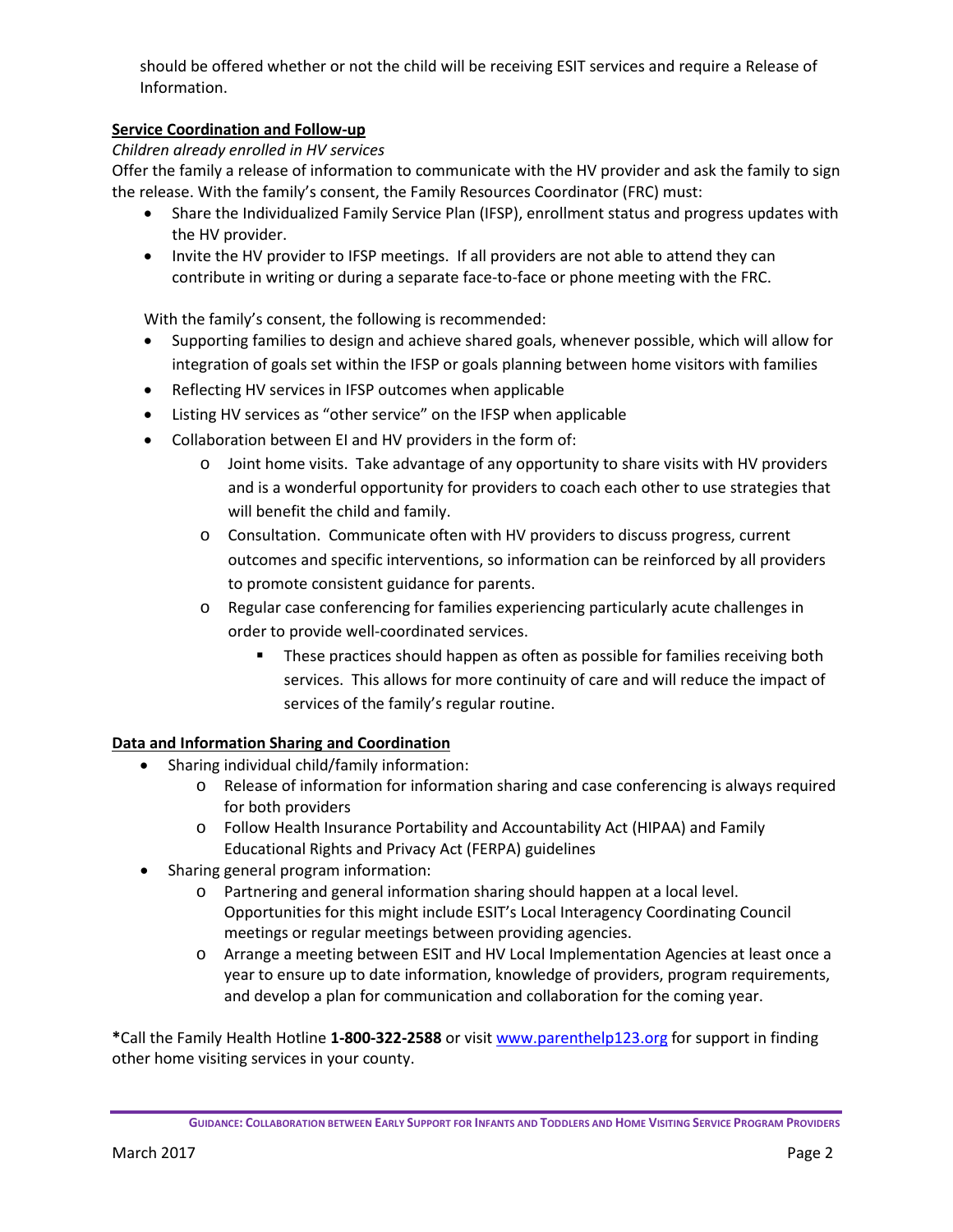should be offered whether or not the child will be receiving ESIT services and require a Release of Information.

**Service Coordination and Follow-up**

*Children already enrolled in HV services*

Offer the family a release of information to communicate with the HV provider and ask the family to sign the release. With the family's consent, the Family Resources Coordinator (FRC) must:

- Share the Individualized Family Service Plan (IFSP), enrollment status and progress updates with the HV provider.
- Invite the HV provider to IFSP meetings. If all providers are not able to attend they can contribute in writing or during a separate face-to-face or phone meeting with the FRC.

With the family's consent, the following is recommended:

- Supporting families to design and achieve shared goals, whenever possible, which will allow for integration of goals set within the IFSP or goals planning between home visitors with families
- Reflecting HV services in IFSP outcomes when applicable
- Listing HV services as "other service" on the IFSP when applicable
- Collaboration between EI and HV providers in the form of:
  - Joint home visits. Take advantage of any opportunity to share visits with HV providers and is a wonderful opportunity for providers to coach each other to use strategies that will benefit the child and family.
  - Consultation. Communicate often with HV providers to discuss progress, current outcomes and specific interventions, so information can be reinforced by all providers to promote consistent guidance for parents.
  - Regular case conferencing for families experiencing particularly acute challenges in order to provide well-coordinated services.
    - These practices should happen as often as possible for families receiving both services. This allows for more continuity of care and will reduce the impact of services of the family's regular routine.

**Data and Information Sharing and Coordination**

- Sharing individual child/family information:
  - Release of information for information sharing and case conferencing is always required for both providers
  - Follow Health Insurance Portability and Accountability Act (HIPAA) and Family Educational Rights and Privacy Act (FERPA) guidelines
- Sharing general program information:
  - Partnering and general information sharing should happen at a local level. Opportunities for this might include ESIT's Local Interagency Coordinating Council meetings or regular meetings between providing agencies.
  - Arrange a meeting between ESIT and HV Local Implementation Agencies at least once a year to ensure up to date information, knowledge of providers, program requirements, and develop a plan for communication and collaboration for the coming year.

**\***Call the Family Health Hotline **1-800-322-2588** or visit www.parenthelp123.org for support in finding other home visiting services in your county.